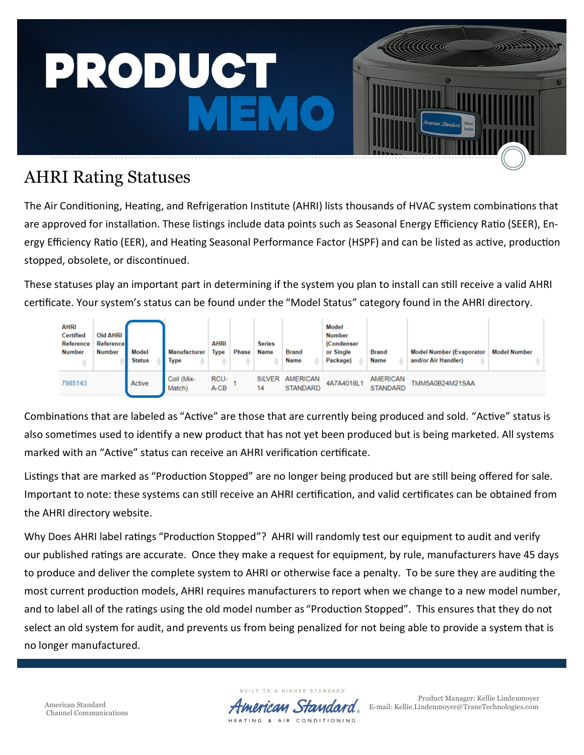# PRODUCT MEMO

## AHRI Rating Statuses

The Air Conditioning, Heating, and Refrigeration Institute (AHRI) lists thousands of HVAC system combinations that are approved for installation. These listings include data points such as Seasonal Energy Efficiency Ratio (SEER), Energy Efficiency Ratio (EER), and Heating Seasonal Performance Factor (HSPF) and can be listed as active, production stopped, obsolete, or discontinued.

These statuses play an important part in determining if the system you plan to install can still receive a valid AHRI certificate. Your system's status can be found under the "Model Status" category found in the AHRI directory.

| AHRI Certified Reference Number | Old AHRI Reference Number | Model Status | Manufacturer Type | AHRI Type | Phase | Series Name | Brand Name | Model Number (Condenser or Single Package) | Brand Name | Model Number (Evaporator and/or Air Handler) | Model Number |
|---|---|---|---|---|---|---|---|---|---|---|---|
| 7985143 | | Active | Coil (Mix-Match) | RCU-A-CB | 1 | SILVER 14 | AMERICAN STANDARD | 4A7A4018L1 | AMERICAN STANDARD | TMM5A0B24M21SAA | |

Combinations that are labeled as "Active" are those that are currently being produced and sold. "Active" status is also sometimes used to identify a new product that has not yet been produced but is being marketed. All systems marked with an "Active" status can receive an AHRI verification certificate.

Listings that are marked as "Production Stopped" are no longer being produced but are still being offered for sale. Important to note: these systems can still receive an AHRI certification, and valid certificates can be obtained from the AHRI directory website.

Why Does AHRI label ratings "Production Stopped"? AHRI will randomly test our equipment to audit and verify our published ratings are accurate. Once they make a request for equipment, by rule, manufacturers have 45 days to produce and deliver the complete system to AHRI or otherwise face a penalty. To be sure they are auditing the most current production models, AHRI requires manufacturers to report when we change to a new model number, and to label all of the ratings using the old model number as "Production Stopped". This ensures that they do not select an old system for audit, and prevents us from being penalized for not being able to provide a system that is no longer manufactured.

American Standard
Channel Communications

Product Manager: Kellie Lindenmoyer
E-mail: Kellie.Lindenmoyer@TraneTechnologies.com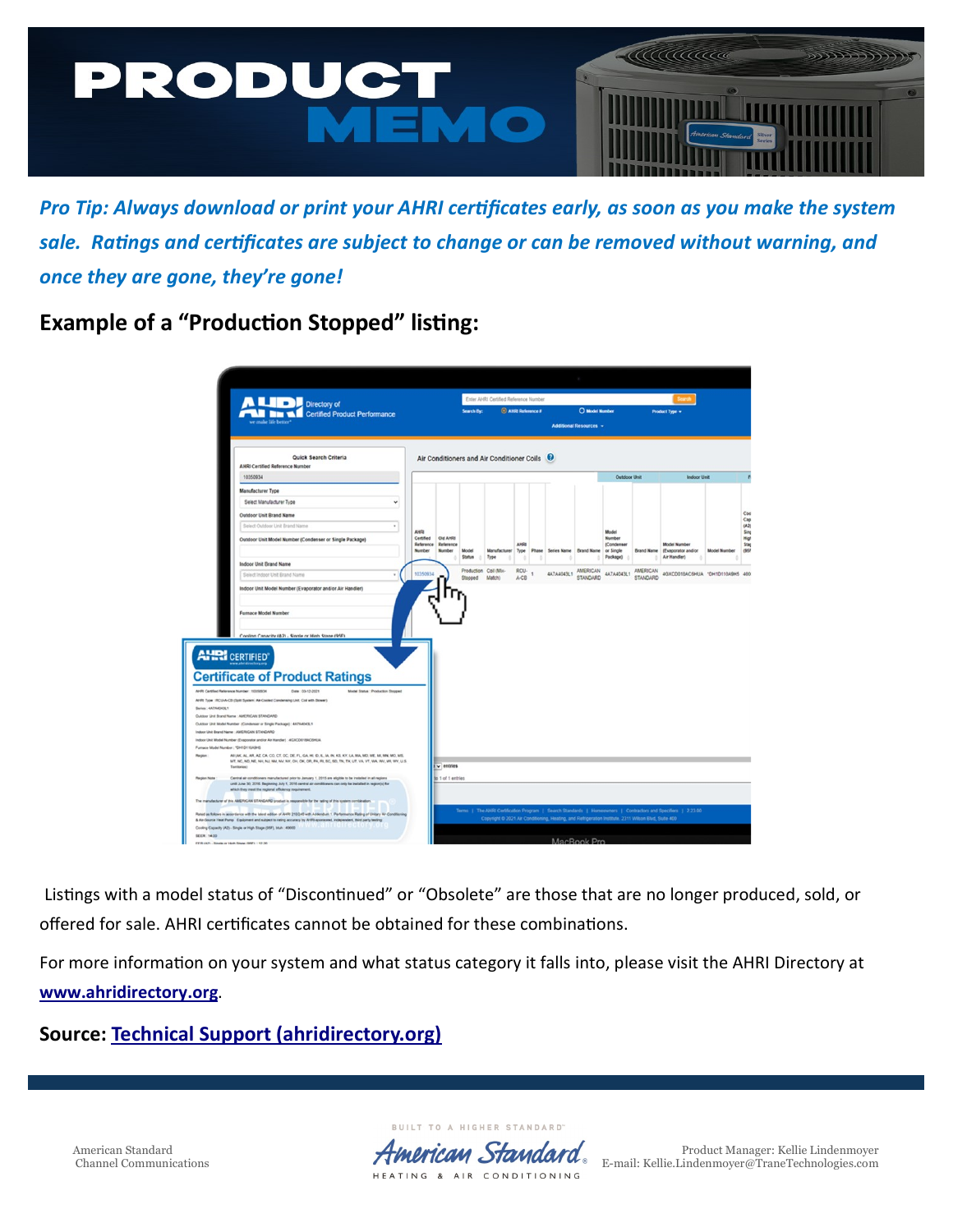# PRODUCT MEMO

***Pro Tip: Always download or print your AHRI certificates early, as soon as you make the system sale. Ratings and certificates are subject to change or can be removed without warning, and once they are gone, they're gone!***

## Example of a "Production Stopped" listing:

Listings with a model status of "Discontinued" or "Obsolete" are those that are no longer produced, sold, or offered for sale. AHRI certificates cannot be obtained for these combinations.

For more information on your system and what status category it falls into, please visit the AHRI Directory at **www.ahridirectory.org**.

**Source: Technical Support (ahridirectory.org)**

American Standard
Channel Communications

Product Manager: Kellie Lindenmoyer
E-mail: Kellie.Lindenmoyer@TraneTechnologies.com